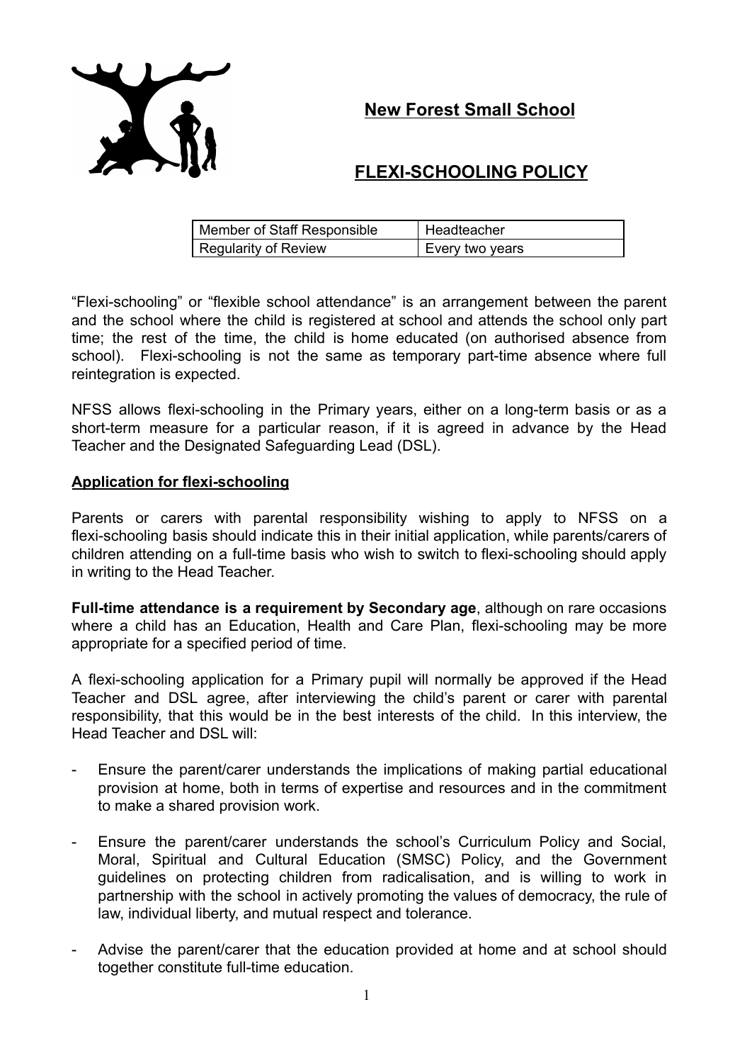# New Forest Small School

## FLEXI-SCHOOLING POLICY

| Member of Staff Responsible | Headteacher |
|---|---|
| Regularity of Review | Every two years |

"Flexi-schooling" or "flexible school attendance" is an arrangement between the parent and the school where the child is registered at school and attends the school only part time; the rest of the time, the child is home educated (on authorised absence from school). Flexi-schooling is not the same as temporary part-time absence where full reintegration is expected.

NFSS allows flexi-schooling in the Primary years, either on a long-term basis or as a short-term measure for a particular reason, if it is agreed in advance by the Head Teacher and the Designated Safeguarding Lead (DSL).

### Application for flexi-schooling

Parents or carers with parental responsibility wishing to apply to NFSS on a flexi-schooling basis should indicate this in their initial application, while parents/carers of children attending on a full-time basis who wish to switch to flexi-schooling should apply in writing to the Head Teacher.

**Full-time attendance is a requirement by Secondary age**, although on rare occasions where a child has an Education, Health and Care Plan, flexi-schooling may be more appropriate for a specified period of time.

A flexi-schooling application for a Primary pupil will normally be approved if the Head Teacher and DSL agree, after interviewing the child's parent or carer with parental responsibility, that this would be in the best interests of the child. In this interview, the Head Teacher and DSL will:

- Ensure the parent/carer understands the implications of making partial educational provision at home, both in terms of expertise and resources and in the commitment to make a shared provision work.
- Ensure the parent/carer understands the school's Curriculum Policy and Social, Moral, Spiritual and Cultural Education (SMSC) Policy, and the Government guidelines on protecting children from radicalisation, and is willing to work in partnership with the school in actively promoting the values of democracy, the rule of law, individual liberty, and mutual respect and tolerance.
- Advise the parent/carer that the education provided at home and at school should together constitute full-time education.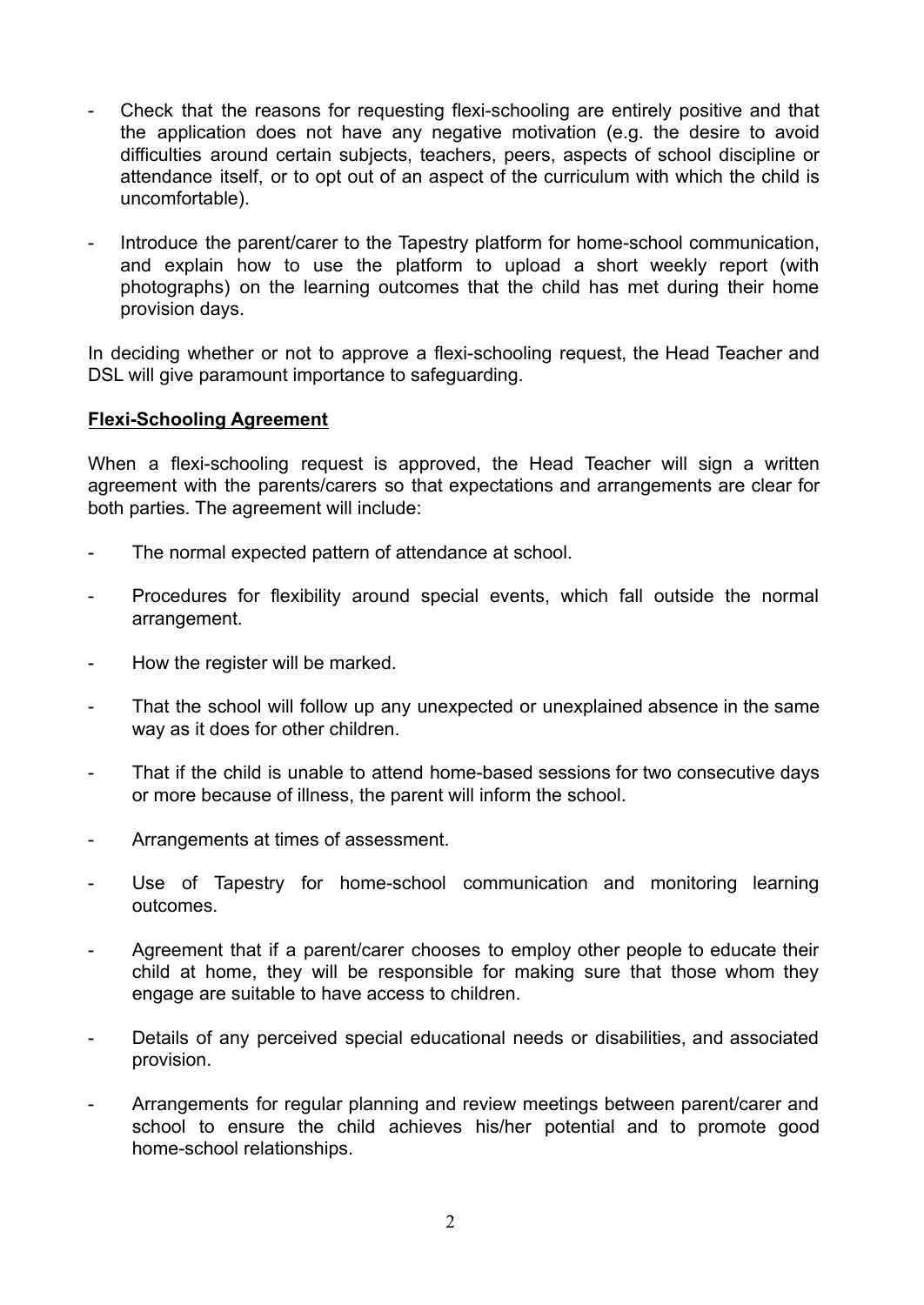- Check that the reasons for requesting flexi-schooling are entirely positive and that the application does not have any negative motivation (e.g. the desire to avoid difficulties around certain subjects, teachers, peers, aspects of school discipline or attendance itself, or to opt out of an aspect of the curriculum with which the child is uncomfortable).
- Introduce the parent/carer to the Tapestry platform for home-school communication, and explain how to use the platform to upload a short weekly report (with photographs) on the learning outcomes that the child has met during their home provision days.

In deciding whether or not to approve a flexi-schooling request, the Head Teacher and DSL will give paramount importance to safeguarding.

**Flexi-Schooling Agreement**

When a flexi-schooling request is approved, the Head Teacher will sign a written agreement with the parents/carers so that expectations and arrangements are clear for both parties. The agreement will include:

- The normal expected pattern of attendance at school.
- Procedures for flexibility around special events, which fall outside the normal arrangement.
- How the register will be marked.
- That the school will follow up any unexpected or unexplained absence in the same way as it does for other children.
- That if the child is unable to attend home-based sessions for two consecutive days or more because of illness, the parent will inform the school.
- Arrangements at times of assessment.
- Use of Tapestry for home-school communication and monitoring learning outcomes.
- Agreement that if a parent/carer chooses to employ other people to educate their child at home, they will be responsible for making sure that those whom they engage are suitable to have access to children.
- Details of any perceived special educational needs or disabilities, and associated provision.
- Arrangements for regular planning and review meetings between parent/carer and school to ensure the child achieves his/her potential and to promote good home-school relationships.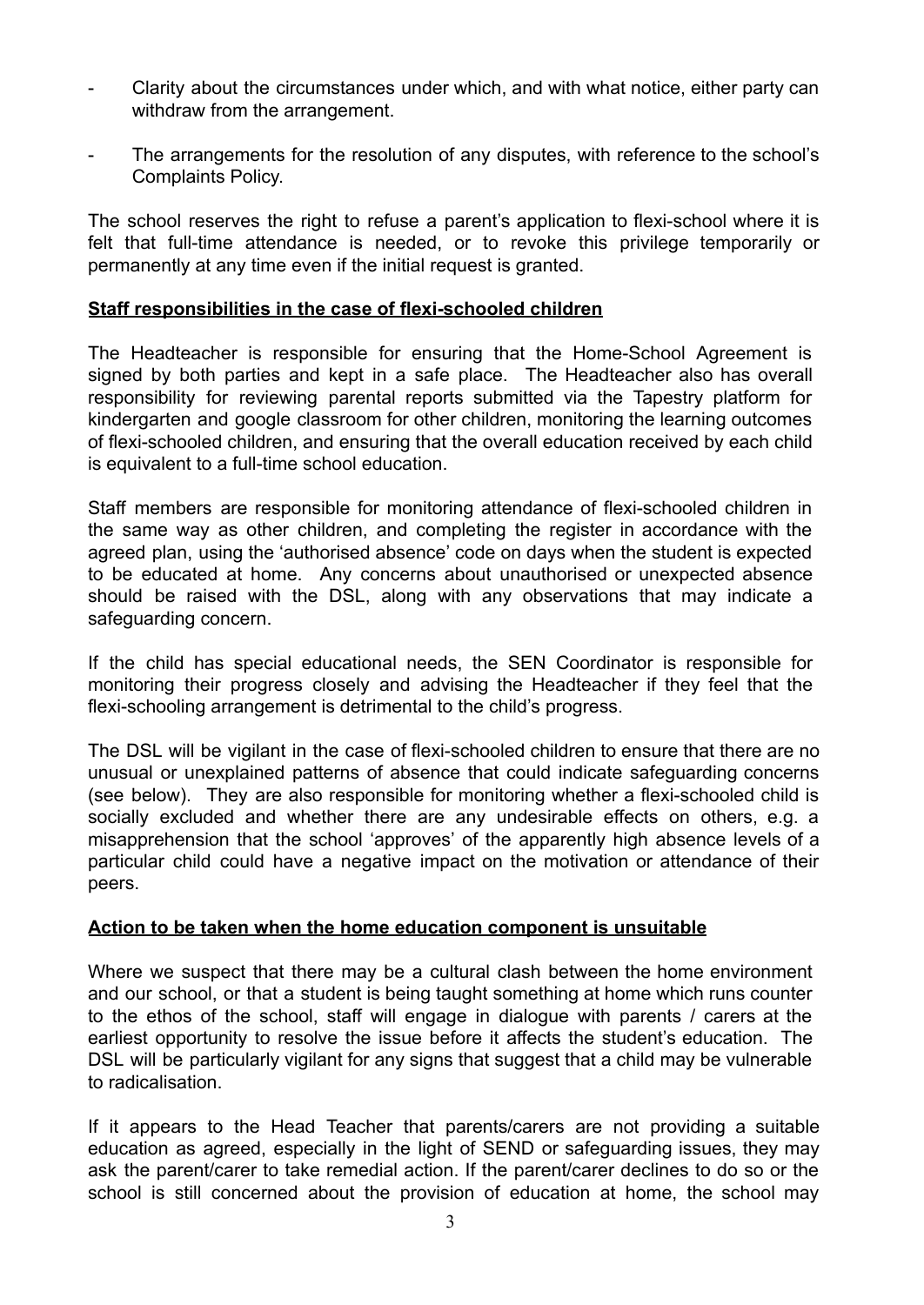- Clarity about the circumstances under which, and with what notice, either party can withdraw from the arrangement.
- The arrangements for the resolution of any disputes, with reference to the school's Complaints Policy.

The school reserves the right to refuse a parent's application to flexi-school where it is felt that full-time attendance is needed, or to revoke this privilege temporarily or permanently at any time even if the initial request is granted.

**Staff responsibilities in the case of flexi-schooled children**

The Headteacher is responsible for ensuring that the Home-School Agreement is signed by both parties and kept in a safe place. The Headteacher also has overall responsibility for reviewing parental reports submitted via the Tapestry platform for kindergarten and google classroom for other children, monitoring the learning outcomes of flexi-schooled children, and ensuring that the overall education received by each child is equivalent to a full-time school education.

Staff members are responsible for monitoring attendance of flexi-schooled children in the same way as other children, and completing the register in accordance with the agreed plan, using the 'authorised absence' code on days when the student is expected to be educated at home. Any concerns about unauthorised or unexpected absence should be raised with the DSL, along with any observations that may indicate a safeguarding concern.

If the child has special educational needs, the SEN Coordinator is responsible for monitoring their progress closely and advising the Headteacher if they feel that the flexi-schooling arrangement is detrimental to the child's progress.

The DSL will be vigilant in the case of flexi-schooled children to ensure that there are no unusual or unexplained patterns of absence that could indicate safeguarding concerns (see below). They are also responsible for monitoring whether a flexi-schooled child is socially excluded and whether there are any undesirable effects on others, e.g. a misapprehension that the school 'approves' of the apparently high absence levels of a particular child could have a negative impact on the motivation or attendance of their peers.

**Action to be taken when the home education component is unsuitable**

Where we suspect that there may be a cultural clash between the home environment and our school, or that a student is being taught something at home which runs counter to the ethos of the school, staff will engage in dialogue with parents / carers at the earliest opportunity to resolve the issue before it affects the student's education. The DSL will be particularly vigilant for any signs that suggest that a child may be vulnerable to radicalisation.

If it appears to the Head Teacher that parents/carers are not providing a suitable education as agreed, especially in the light of SEND or safeguarding issues, they may ask the parent/carer to take remedial action. If the parent/carer declines to do so or the school is still concerned about the provision of education at home, the school may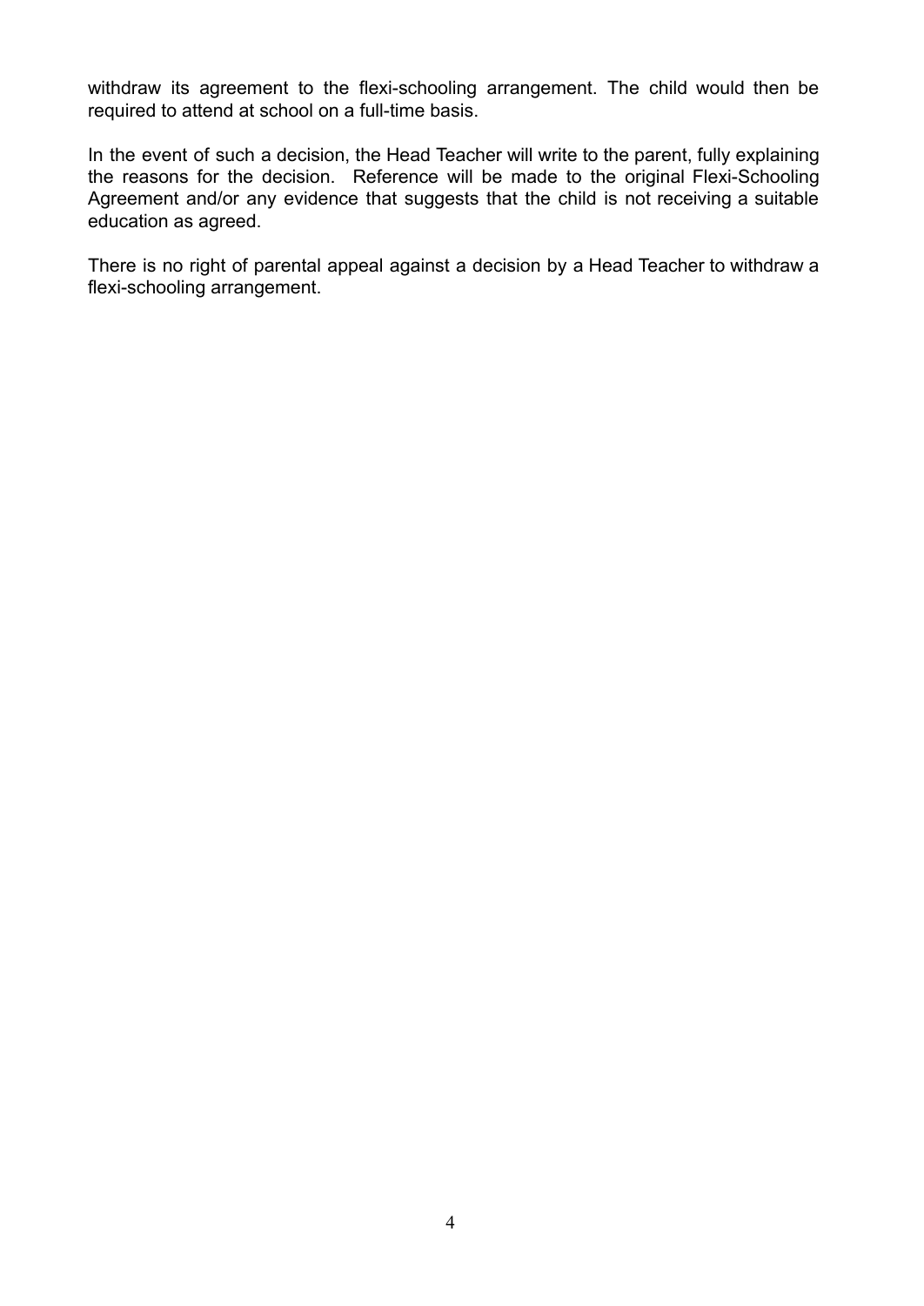withdraw its agreement to the flexi-schooling arrangement. The child would then be required to attend at school on a full-time basis.

In the event of such a decision, the Head Teacher will write to the parent, fully explaining the reasons for the decision. Reference will be made to the original Flexi-Schooling Agreement and/or any evidence that suggests that the child is not receiving a suitable education as agreed.

There is no right of parental appeal against a decision by a Head Teacher to withdraw a flexi-schooling arrangement.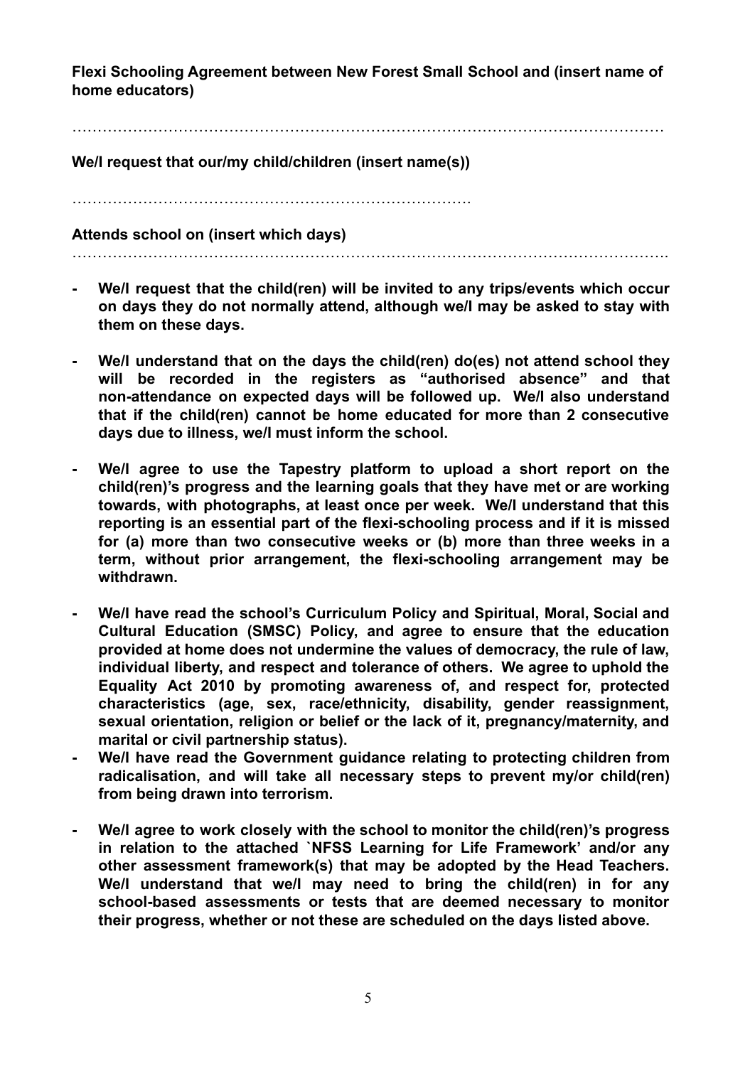**Flexi Schooling Agreement between New Forest Small School and (insert name of home educators)**

…………………………………………………………………………………………………………

**We/I request that our/my child/children (insert name(s))**

……………………………………………………………………

**Attends school on (insert which days)**

…………………………………………………………………………………………………………

- **We/I request that the child(ren) will be invited to any trips/events which occur on days they do not normally attend, although we/I may be asked to stay with them on these days.**

- **We/I understand that on the days the child(ren) do(es) not attend school they will be recorded in the registers as "authorised absence" and that non-attendance on expected days will be followed up. We/I also understand that if the child(ren) cannot be home educated for more than 2 consecutive days due to illness, we/I must inform the school.**

- **We/I agree to use the Tapestry platform to upload a short report on the child(ren)'s progress and the learning goals that they have met or are working towards, with photographs, at least once per week. We/I understand that this reporting is an essential part of the flexi-schooling process and if it is missed for (a) more than two consecutive weeks or (b) more than three weeks in a term, without prior arrangement, the flexi-schooling arrangement may be withdrawn.**

- **We/I have read the school's Curriculum Policy and Spiritual, Moral, Social and Cultural Education (SMSC) Policy, and agree to ensure that the education provided at home does not undermine the values of democracy, the rule of law, individual liberty, and respect and tolerance of others. We agree to uphold the Equality Act 2010 by promoting awareness of, and respect for, protected characteristics (age, sex, race/ethnicity, disability, gender reassignment, sexual orientation, religion or belief or the lack of it, pregnancy/maternity, and marital or civil partnership status).**
- **We/I have read the Government guidance relating to protecting children from radicalisation, and will take all necessary steps to prevent my/or child(ren) from being drawn into terrorism.**

- **We/I agree to work closely with the school to monitor the child(ren)'s progress in relation to the attached `NFSS Learning for Life Framework' and/or any other assessment framework(s) that may be adopted by the Head Teachers. We/I understand that we/I may need to bring the child(ren) in for any school-based assessments or tests that are deemed necessary to monitor their progress, whether or not these are scheduled on the days listed above.**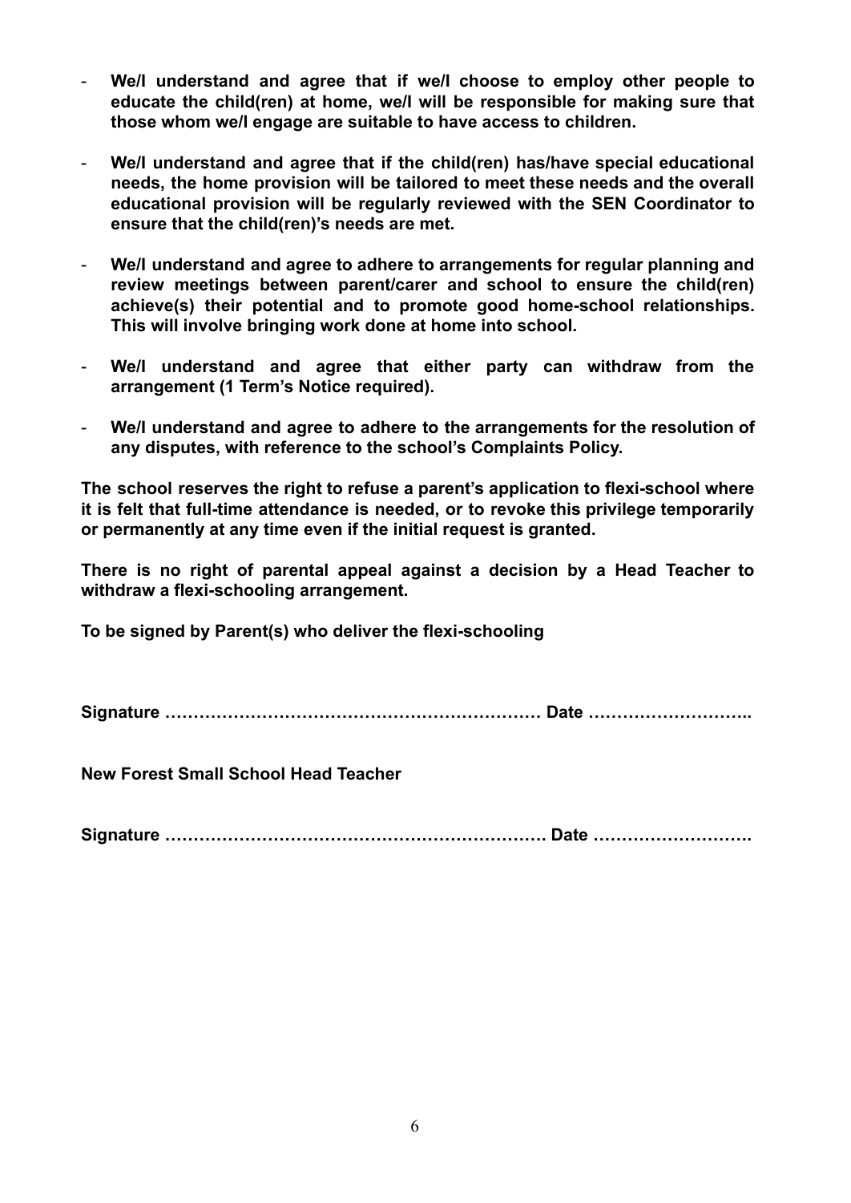- **We/I understand and agree that if we/I choose to employ other people to educate the child(ren) at home, we/I will be responsible for making sure that those whom we/I engage are suitable to have access to children.**

- **We/I understand and agree that if the child(ren) has/have special educational needs, the home provision will be tailored to meet these needs and the overall educational provision will be regularly reviewed with the SEN Coordinator to ensure that the child(ren)'s needs are met.**

- **We/I understand and agree to adhere to arrangements for regular planning and review meetings between parent/carer and school to ensure the child(ren) achieve(s) their potential and to promote good home-school relationships. This will involve bringing work done at home into school.**

- **We/I understand and agree that either party can withdraw from the arrangement (1 Term's Notice required).**

- **We/I understand and agree to adhere to the arrangements for the resolution of any disputes, with reference to the school's Complaints Policy.**

**The school reserves the right to refuse a parent's application to flexi-school where it is felt that full-time attendance is needed, or to revoke this privilege temporarily or permanently at any time even if the initial request is granted.**

**There is no right of parental appeal against a decision by a Head Teacher to withdraw a flexi-schooling arrangement.**

**To be signed by Parent(s) who deliver the flexi-schooling**

**Signature ………………………………………………………… Date ………………………..**

**New Forest Small School Head Teacher**

**Signature …………………………………………………………. Date ……………………….**